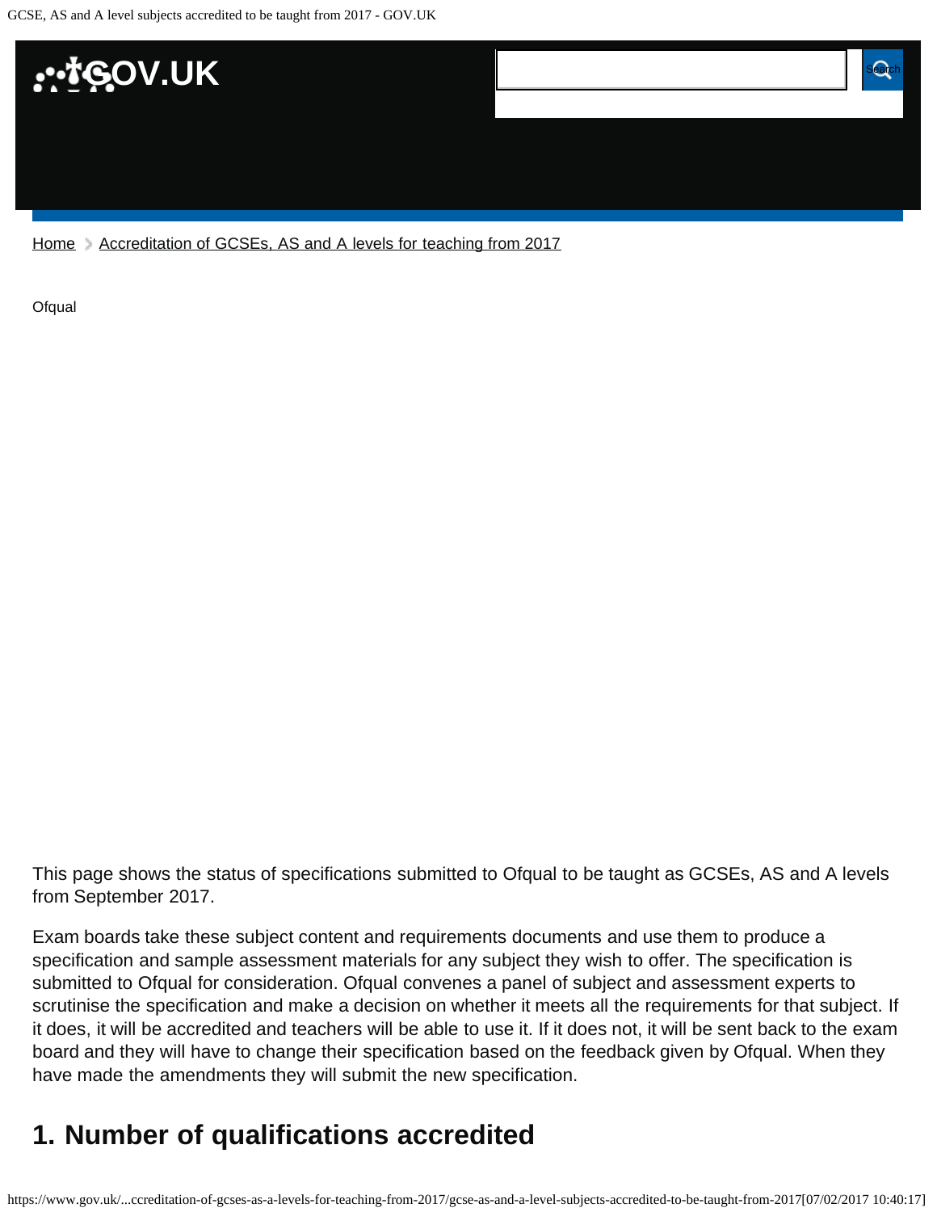Home > Accreditation of GCSEs, AS and A levels for teaching from 2017

Ofqual

This page shows the status of specifications submitted to Ofqual to be taught as GCSEs, AS and A levels from September 2017.

Exam boards take these subject content and requirements documents and use them to produce a specification and sample assessment materials for any subject they wish to offer. The specification is submitted to Ofqual for consideration. Ofqual convenes a panel of subject and assessment experts to scrutinise the specification and make a decision on whether it meets all the requirements for that subject. If it does, it will be accredited and teachers will be able to use it. If it does not, it will be sent back to the exam board and they will have to change their specification based on the feedback given by Ofqual. When they have made the amendments they will submit the new specification.

## 1. Number of qualifications accredited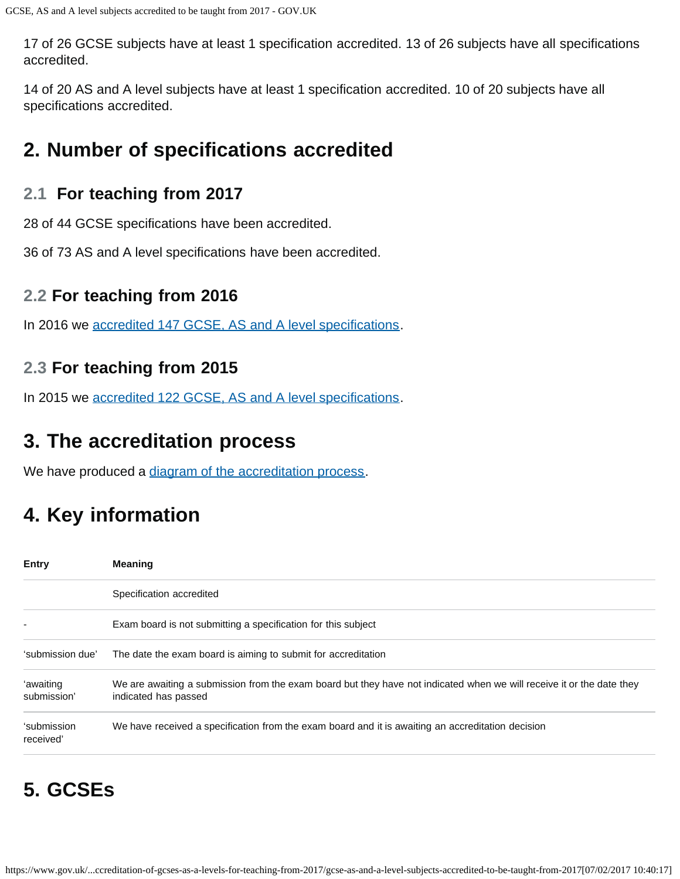17 of 26 GCSE subjects have at least 1 specification accredited. 13 of 26 subjects have all specifications accredited.

14 of 20 AS and A level subjects have at least 1 specification accredited. 10 of 20 subjects have all specifications accredited.

## 2. Number of specifications accredited

### 2.1 For teaching from 2017

28 of 44 GCSE specifications have been accredited.

36 of 73 AS and A level specifications have been accredited.

### 2.2 For teaching from 2016

In 2016 we accredited 147 GCSE, AS and A level specifications.

### 2.3 For teaching from 2015

In 2015 we accredited 122 GCSE, AS and A level specifications.

## 3. The accreditation process

We have produced a diagram of the accreditation process.

## 4. Key information

| Entry | Meaning |
|---|---|
| | Specification accredited |
| - | Exam board is not submitting a specification for this subject |
| 'submission due' | The date the exam board is aiming to submit for accreditation |
| 'awaiting submission' | We are awaiting a submission from the exam board but they have not indicated when we will receive it or the date they indicated has passed |
| 'submission received' | We have received a specification from the exam board and it is awaiting an accreditation decision |

## 5. GCSEs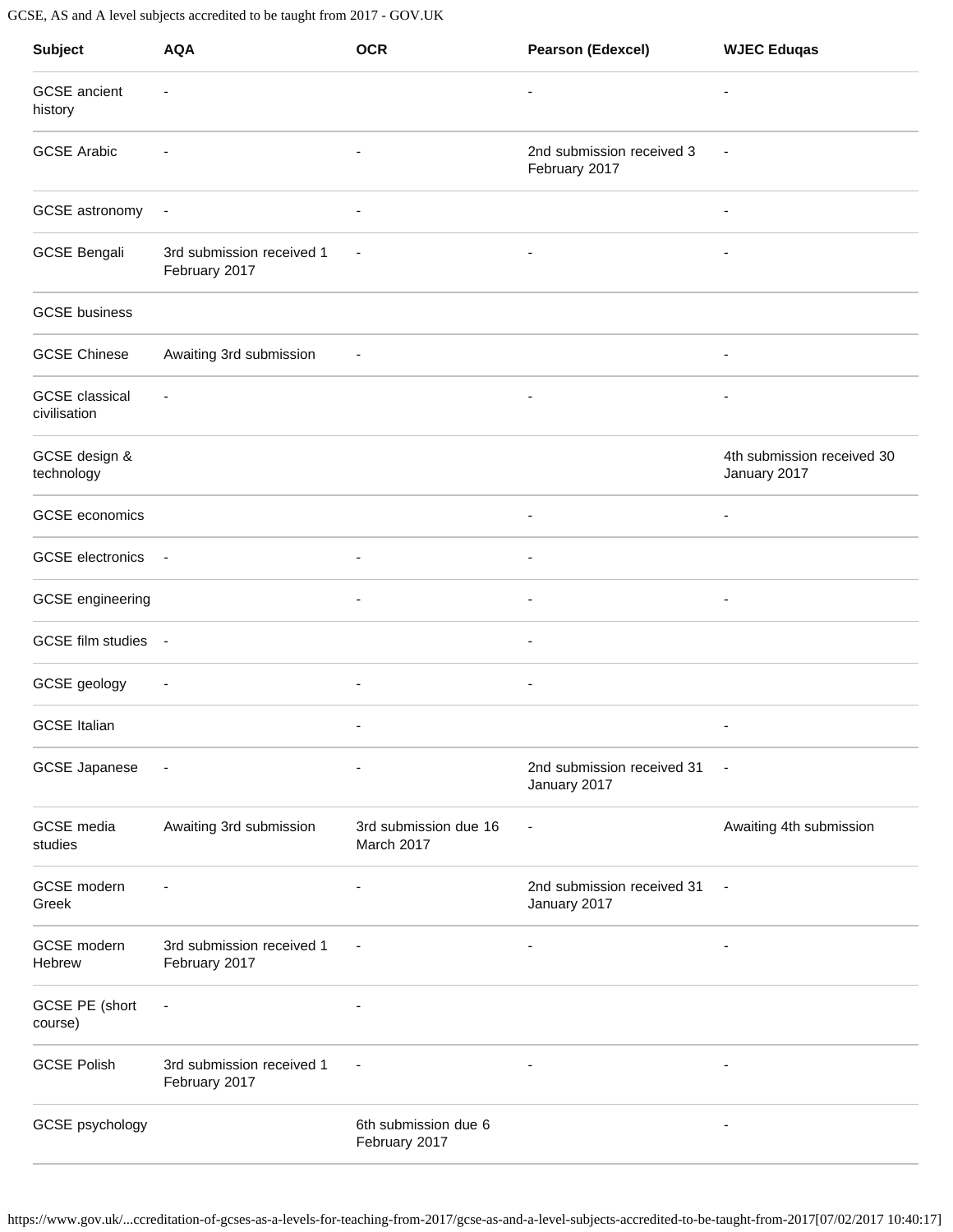| Subject | AQA | OCR | Pearson (Edexcel) | WJEC Eduqas |
|---|---|---|---|---|
| GCSE ancient history | - | | - | - |
| GCSE Arabic | - | - | 2nd submission received 3 February 2017 | - |
| GCSE astronomy | - | - | | - |
| GCSE Bengali | 3rd submission received 1 February 2017 | - | - | - |
| GCSE business | | | | |
| GCSE Chinese | Awaiting 3rd submission | - | | - |
| GCSE classical civilisation | - | | - | - |
| GCSE design & technology | | | | 4th submission received 30 January 2017 |
| GCSE economics | | | - | - |
| GCSE electronics | - | - | - | |
| GCSE engineering | | - | - | - |
| GCSE film studies | - | | - | |
| GCSE geology | - | - | - | |
| GCSE Italian | | - | | - |
| GCSE Japanese | - | - | 2nd submission received 31 January 2017 | - |
| GCSE media studies | Awaiting 3rd submission | 3rd submission due 16 March 2017 | - | Awaiting 4th submission |
| GCSE modern Greek | - | - | 2nd submission received 31 January 2017 | - |
| GCSE modern Hebrew | 3rd submission received 1 February 2017 | - | - | - |
| GCSE PE (short course) | - | - | | |
| GCSE Polish | 3rd submission received 1 February 2017 | - | - | - |
| GCSE psychology | | 6th submission due 6 February 2017 | | - |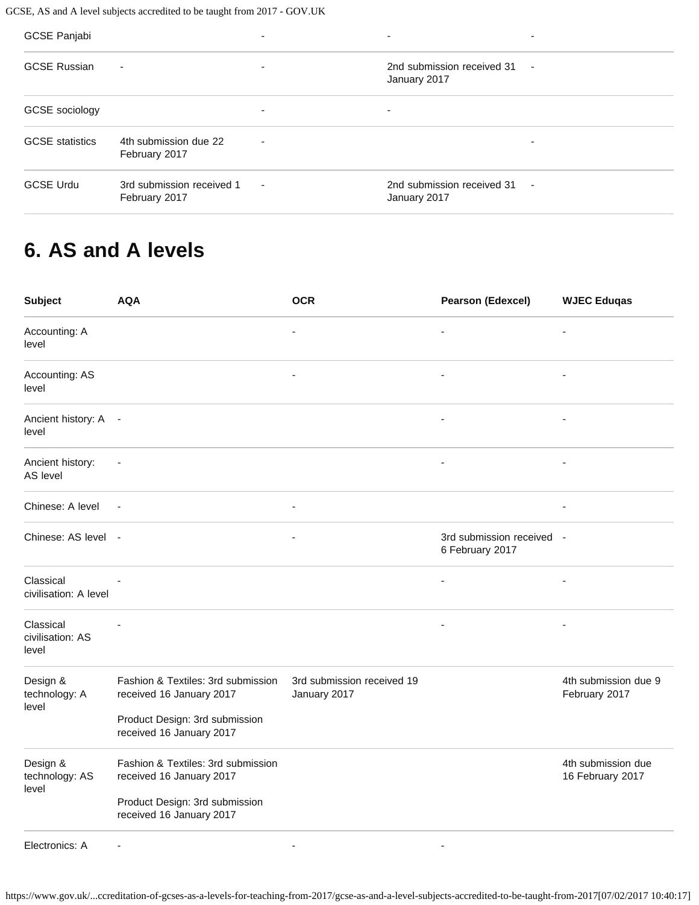| | | | | |
|---|---|---|---|---|
| GCSE Panjabi | | - | - | - |
| GCSE Russian | - | - | 2nd submission received 31 January 2017 | - |
| GCSE sociology | | - | - | |
| GCSE statistics | 4th submission due 22 February 2017 | - | | - |
| GCSE Urdu | 3rd submission received 1 February 2017 | - | 2nd submission received 31 January 2017 | - |

## 6. AS and A levels

| Subject | AQA | OCR | Pearson (Edexcel) | WJEC Eduqas |
|---|---|---|---|---|
| Accounting: A level | | - | - | - |
| Accounting: AS level | | - | - | - |
| Ancient history: A level | - | | - | - |
| Ancient history: AS level | - | | - | - |
| Chinese: A level | - | - | | - |
| Chinese: AS level | - | - | 3rd submission received 6 February 2017 | - |
| Classical civilisation: A level | - | | - | - |
| Classical civilisation: AS level | - | | - | - |
| Design & technology: A level | Fashion & Textiles: 3rd submission received 16 January 2017<br><br>Product Design: 3rd submission received 16 January 2017 | 3rd submission received 19 January 2017 | | 4th submission due 9 February 2017 |
| Design & technology: AS level | Fashion & Textiles: 3rd submission received 16 January 2017<br><br>Product Design: 3rd submission received 16 January 2017 | | | 4th submission due 16 February 2017 |
| Electronics: A | - | - | - | |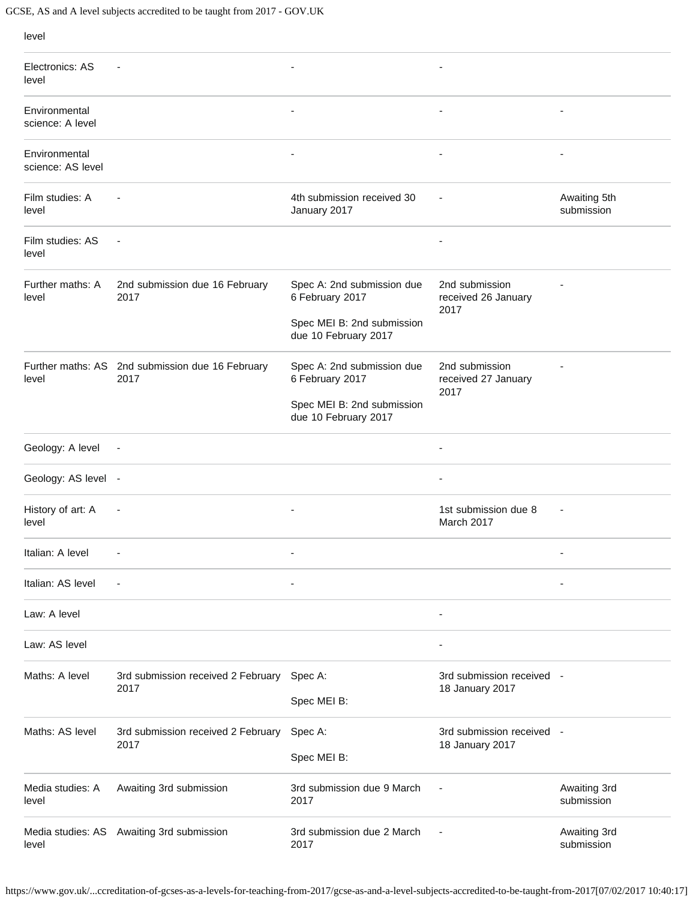| level | | | | |
|---|---|---|---|---|
| Electronics: AS level | - | - | - | |
| Environmental science: A level | | - | - | - |
| Environmental science: AS level | | - | - | - |
| Film studies: A level | - | 4th submission received 30 January 2017 | - | Awaiting 5th submission |
| Film studies: AS level | - | | - | |
| Further maths: A level | 2nd submission due 16 February 2017 | Spec A: 2nd submission due 6 February 2017<br><br>Spec MEI B: 2nd submission due 10 February 2017 | 2nd submission received 26 January 2017 | - |
| Further maths: AS level | 2nd submission due 16 February 2017 | Spec A: 2nd submission due 6 February 2017<br><br>Spec MEI B: 2nd submission due 10 February 2017 | 2nd submission received 27 January 2017 | - |
| Geology: A level | - | | - | |
| Geology: AS level | - | | - | |
| History of art: A level | - | - | 1st submission due 8 March 2017 | - |
| Italian: A level | - | - | | - |
| Italian: AS level | - | - | | - |
| Law: A level | | | - | |
| Law: AS level | | | - | |
| Maths: A level | 3rd submission received 2 February 2017 | Spec A:<br><br>Spec MEI B: | 3rd submission received 18 January 2017 | - |
| Maths: AS level | 3rd submission received 2 February 2017 | Spec A:<br><br>Spec MEI B: | 3rd submission received 18 January 2017 | - |
| Media studies: A level | Awaiting 3rd submission | 3rd submission due 9 March 2017 | - | Awaiting 3rd submission |
| Media studies: AS level | Awaiting 3rd submission | 3rd submission due 2 March 2017 | - | Awaiting 3rd submission |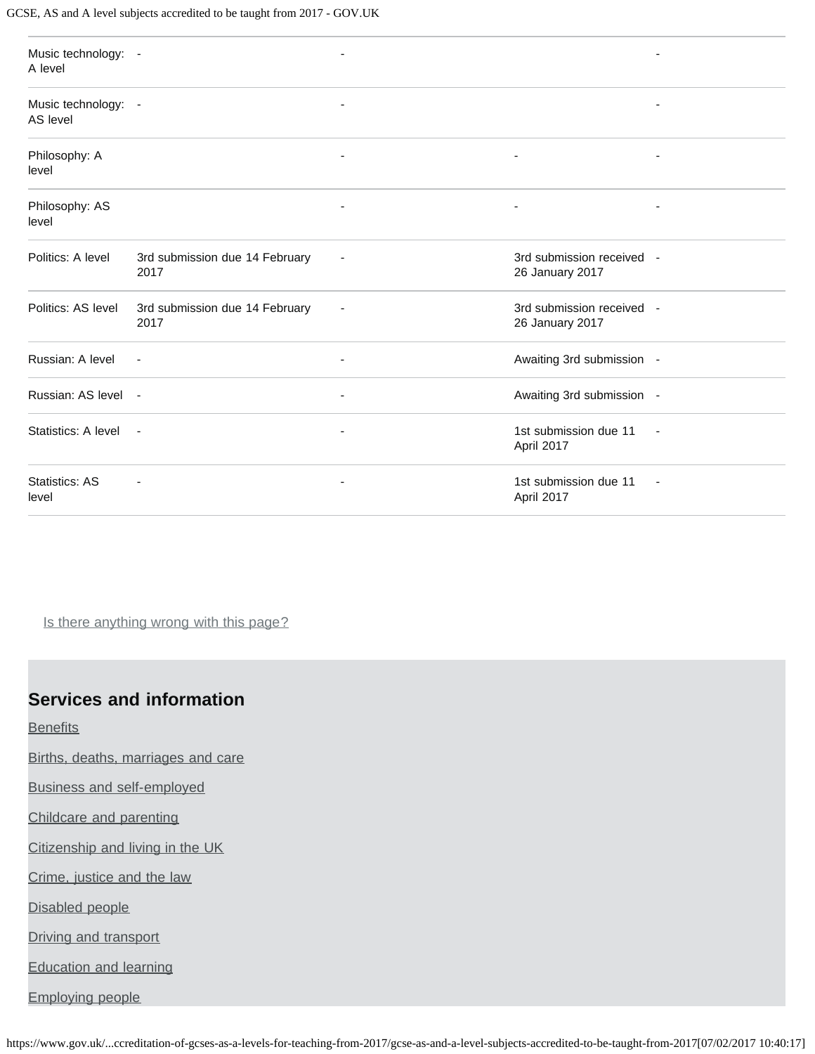| | | | | |
|---|---|---|---|---|
| Music technology: A level | - | - | | - |
| Music technology: AS level | - | - | | - |
| Philosophy: A level | | - | - | - |
| Philosophy: AS level | | - | - | - |
| Politics: A level | 3rd submission due 14 February 2017 | - | 3rd submission received 26 January 2017 | - |
| Politics: AS level | 3rd submission due 14 February 2017 | - | 3rd submission received 26 January 2017 | - |
| Russian: A level | - | - | Awaiting 3rd submission | - |
| Russian: AS level | - | - | Awaiting 3rd submission | - |
| Statistics: A level | - | - | 1st submission due 11 April 2017 | - |
| Statistics: AS level | - | - | 1st submission due 11 April 2017 | - |

Is there anything wrong with this page?

## Services and information

- Benefits
- Births, deaths, marriages and care
- Business and self-employed
- Childcare and parenting
- Citizenship and living in the UK
- Crime, justice and the law
- Disabled people
- Driving and transport
- Education and learning
- Employing people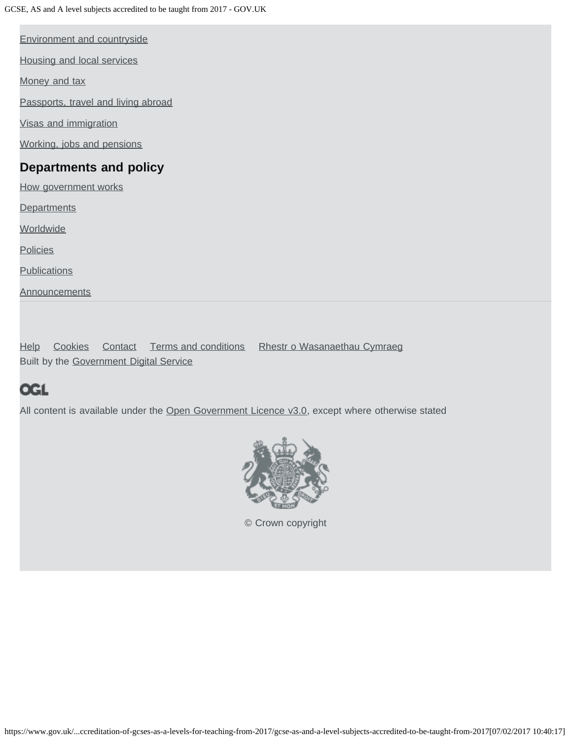Environment and countryside

Housing and local services

Money and tax

Passports, travel and living abroad

Visas and immigration

Working, jobs and pensions

## Departments and policy

How government works

Departments

Worldwide

Policies

Publications

Announcements

Help Cookies Contact Terms and conditions Rhestr o Wasanaethau Cymraeg

Built by the Government Digital Service

OGL

All content is available under the Open Government Licence v3.0, except where otherwise stated

© Crown copyright